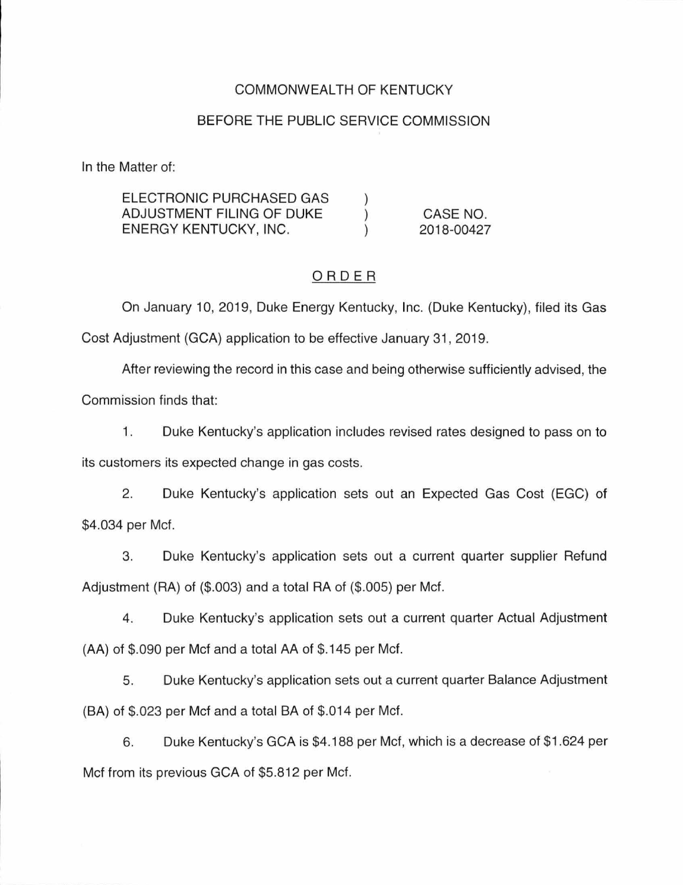COMMONWEALTH OF KENTUCKY

BEFORE THE PUBLIC SERVICE COMMISSION

In the Matter of:

| | | |
|---|---|---|
| ELECTRONIC PURCHASED GAS ADJUSTMENT FILING OF DUKE ENERGY KENTUCKY, INC. | ) ) ) | CASE NO. 2018-00427 |

## ORDER

On January 10, 2019, Duke Energy Kentucky, Inc. (Duke Kentucky), filed its Gas Cost Adjustment (GCA) application to be effective January 31, 2019.

After reviewing the record in this case and being otherwise sufficiently advised, the Commission finds that:

1. Duke Kentucky's application includes revised rates designed to pass on to its customers its expected change in gas costs.

2. Duke Kentucky's application sets out an Expected Gas Cost (EGC) of $4.034 per Mcf.

3. Duke Kentucky's application sets out a current quarter supplier Refund Adjustment (RA) of ($.003) and a total RA of ($.005) per Mcf.

4. Duke Kentucky's application sets out a current quarter Actual Adjustment (AA) of $.090 per Mcf and a total AA of $.145 per Mcf.

5. Duke Kentucky's application sets out a current quarter Balance Adjustment (BA) of $.023 per Mcf and a total BA of $.014 per Mcf.

6. Duke Kentucky's GCA is $4.188 per Mcf, which is a decrease of $1.624 per Mcf from its previous GCA of $5.812 per Mcf.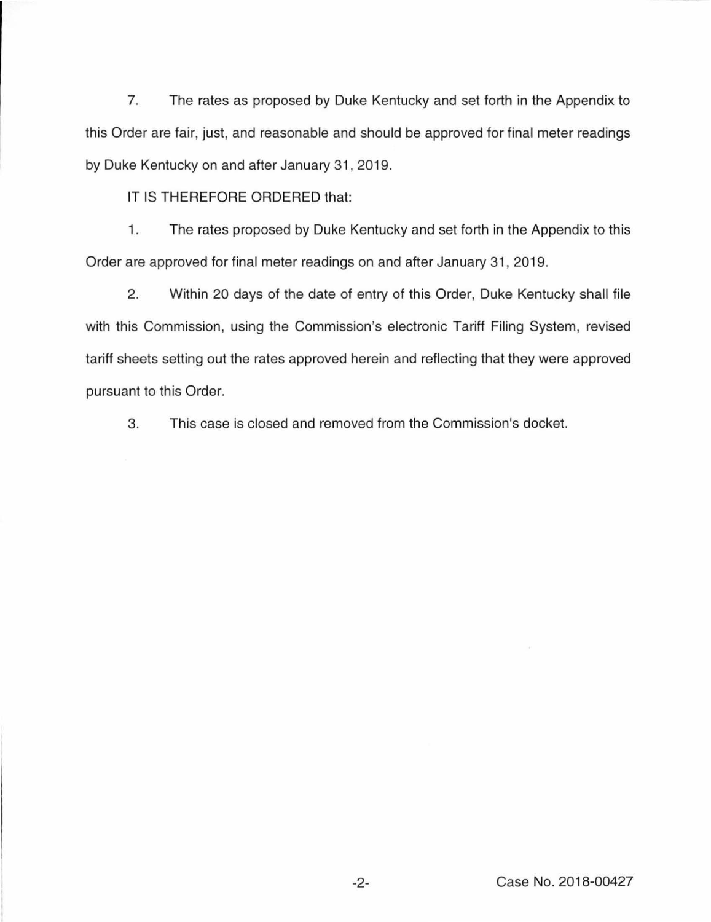7. The rates as proposed by Duke Kentucky and set forth in the Appendix to this Order are fair, just, and reasonable and should be approved for final meter readings by Duke Kentucky on and after January 31, 2019.

IT IS THEREFORE ORDERED that:

1. The rates proposed by Duke Kentucky and set forth in the Appendix to this Order are approved for final meter readings on and after January 31, 2019.

2. Within 20 days of the date of entry of this Order, Duke Kentucky shall file with this Commission, using the Commission's electronic Tariff Filing System, revised tariff sheets setting out the rates approved herein and reflecting that they were approved pursuant to this Order.

3. This case is closed and removed from the Commission's docket.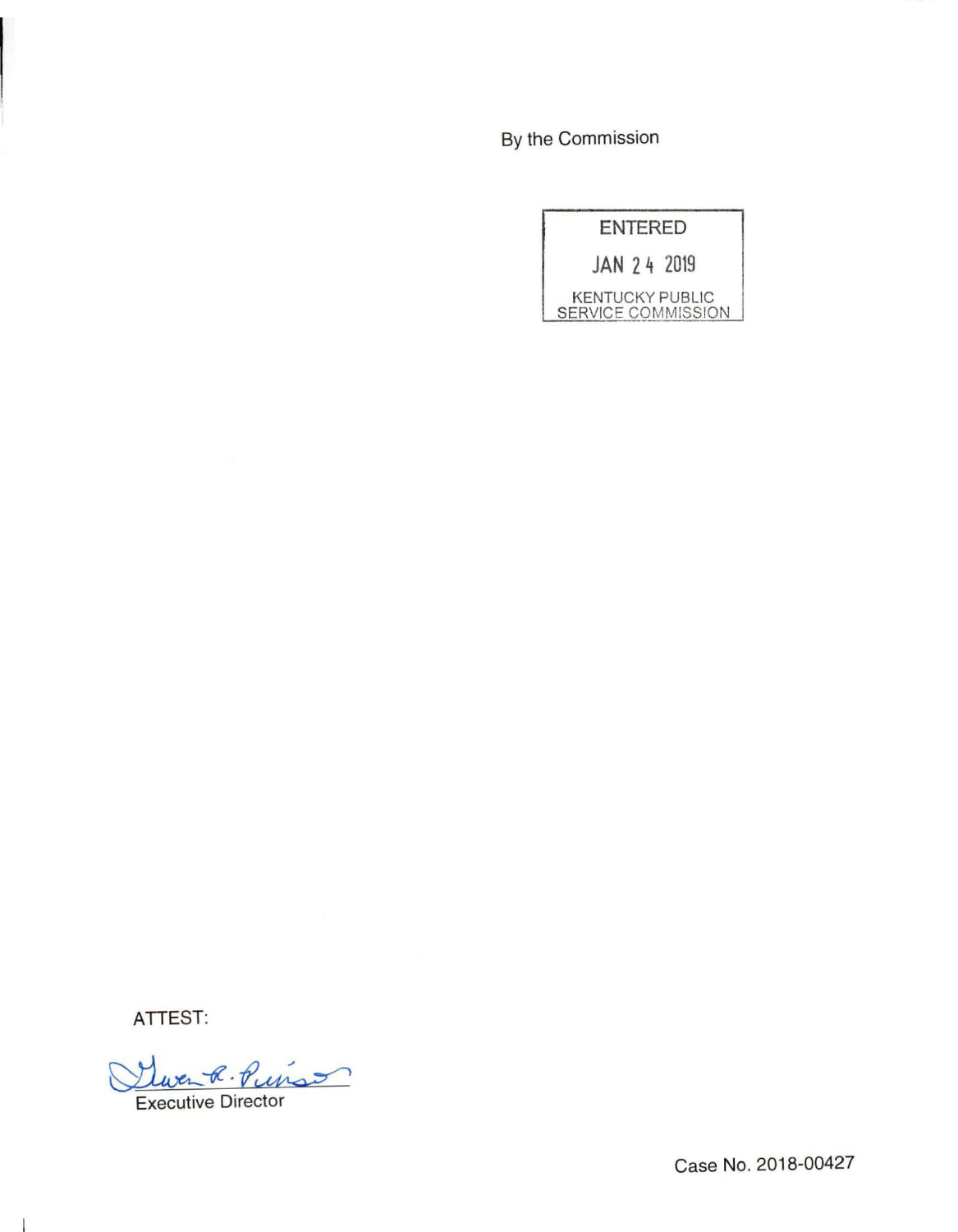By the Commission

ENTERED

JAN 24 2019

KENTUCKY PUBLIC SERVICE COMMISSION

ATTEST:

Executive Director

Case No. 2018-00427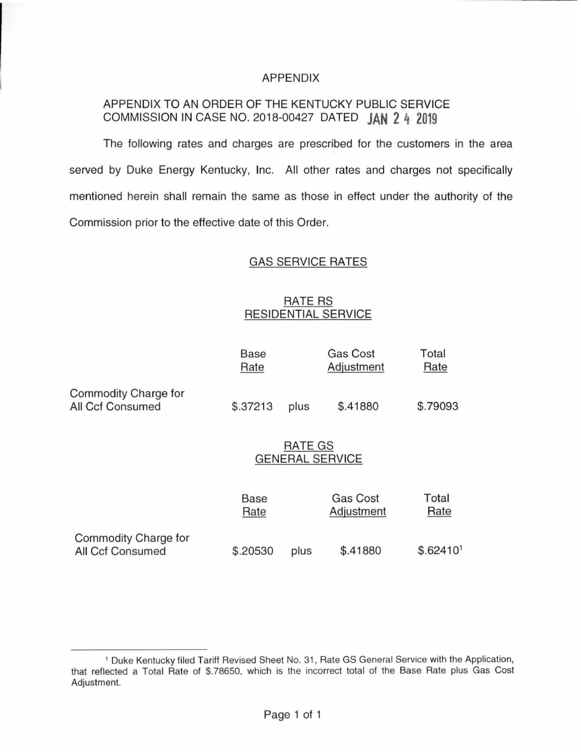# APPENDIX

APPENDIX TO AN ORDER OF THE KENTUCKY PUBLIC SERVICE COMMISSION IN CASE NO. 2018-00427 DATED JAN 24 2019

The following rates and charges are prescribed for the customers in the area served by Duke Energy Kentucky, Inc. All other rates and charges not specifically mentioned herein shall remain the same as those in effect under the authority of the Commission prior to the effective date of this Order.

## GAS SERVICE RATES

### RATE RS
### RESIDENTIAL SERVICE

| | Base Rate | | Gas Cost Adjustment | Total Rate |
|---|---|---|---|---|
| Commodity Charge for All Ccf Consumed | $.37213 | plus | $.41880 | $.79093 |

### RATE GS
### GENERAL SERVICE

| | Base Rate | | Gas Cost Adjustment | Total Rate |
|---|---|---|---|---|
| Commodity Charge for All Ccf Consumed | $.20530 | plus | $.41880 | $.62410[1] |

---

[1] Duke Kentucky filed Tariff Revised Sheet No. 31, Rate GS General Service with the Application, that reflected a Total Rate of $.78650, which is the incorrect total of the Base Rate plus Gas Cost Adjustment.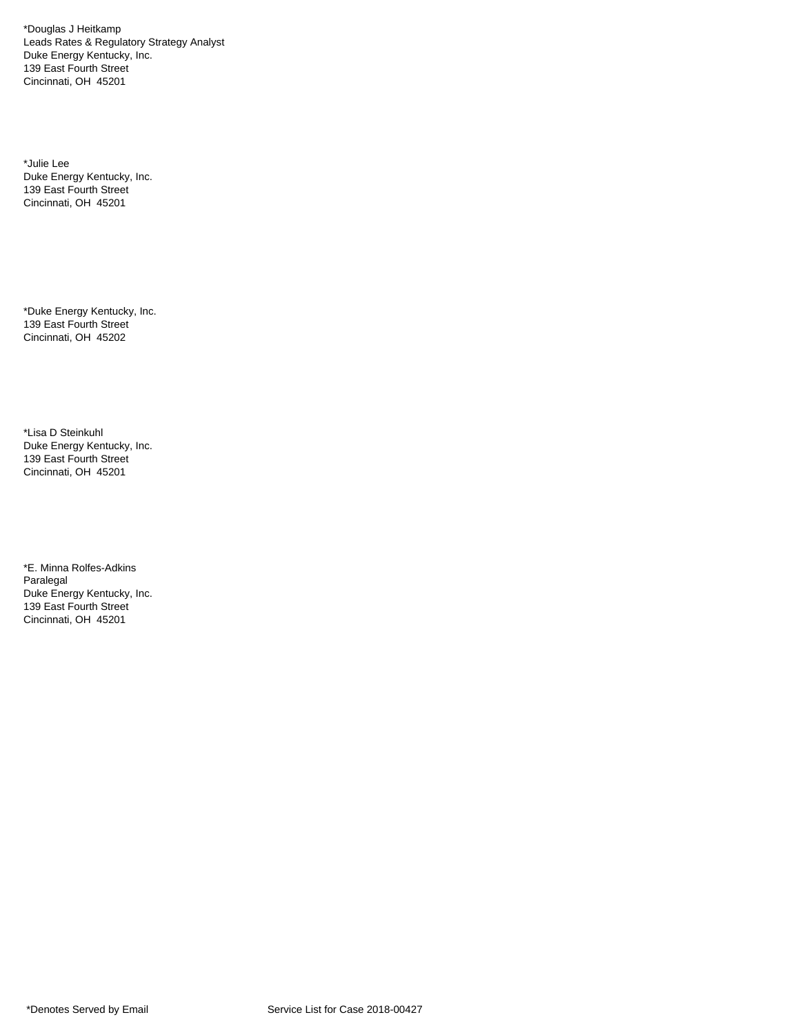*Douglas J Heitkamp
Leads Rates & Regulatory Strategy Analyst
Duke Energy Kentucky, Inc.
139 East Fourth Street
Cincinnati, OH 45201

*Julie Lee
Duke Energy Kentucky, Inc.
139 East Fourth Street
Cincinnati, OH 45201

*Duke Energy Kentucky, Inc.
139 East Fourth Street
Cincinnati, OH 45202

*Lisa D Steinkuhl
Duke Energy Kentucky, Inc.
139 East Fourth Street
Cincinnati, OH 45201

*E. Minna Rolfes-Adkins
Paralegal
Duke Energy Kentucky, Inc.
139 East Fourth Street
Cincinnati, OH 45201

*Denotes Served by Email

Service List for Case 2018-00427